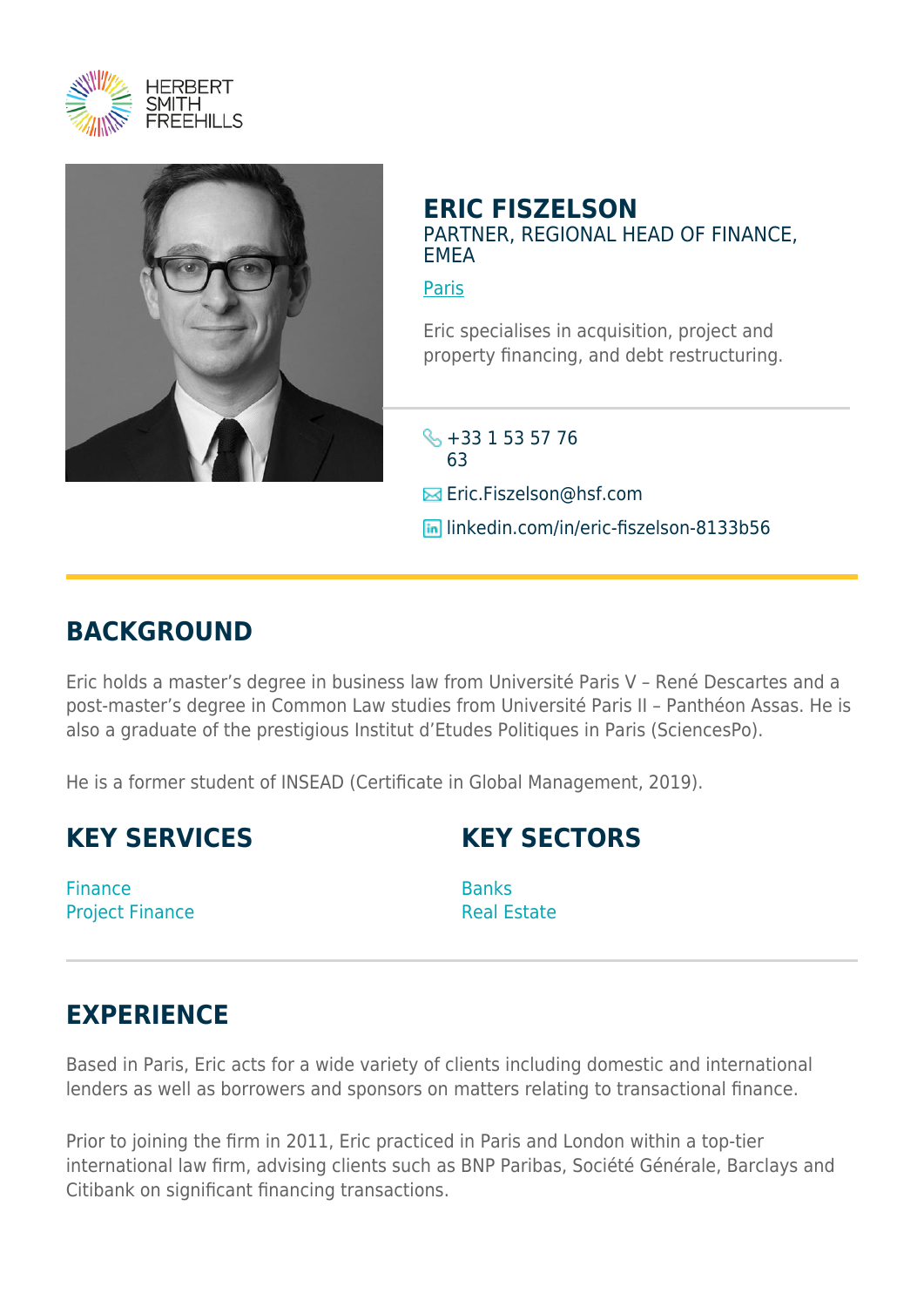# ERIC FISZELSON

PARTNER, REGIONAL HEAD OF FINANCE, EMEA

Paris

Eric specialises in acquisition, project and property financing, and debt restructuring.

+33 1 53 57 76 63

Eric.Fiszelson@hsf.com

linkedin.com/in/eric-fiszelson-8133b56

## BACKGROUND

Eric holds a master's degree in business law from Université Paris V – René Descartes and a post-master's degree in Common Law studies from Université Paris II – Panthéon Assas. He is also a graduate of the prestigious Institut d'Etudes Politiques in Paris (SciencesPo).

He is a former student of INSEAD (Certificate in Global Management, 2019).

## KEY SERVICES

Finance
Project Finance

## KEY SECTORS

Banks
Real Estate

## EXPERIENCE

Based in Paris, Eric acts for a wide variety of clients including domestic and international lenders as well as borrowers and sponsors on matters relating to transactional finance.

Prior to joining the firm in 2011, Eric practiced in Paris and London within a top-tier international law firm, advising clients such as BNP Paribas, Société Générale, Barclays and Citibank on significant financing transactions.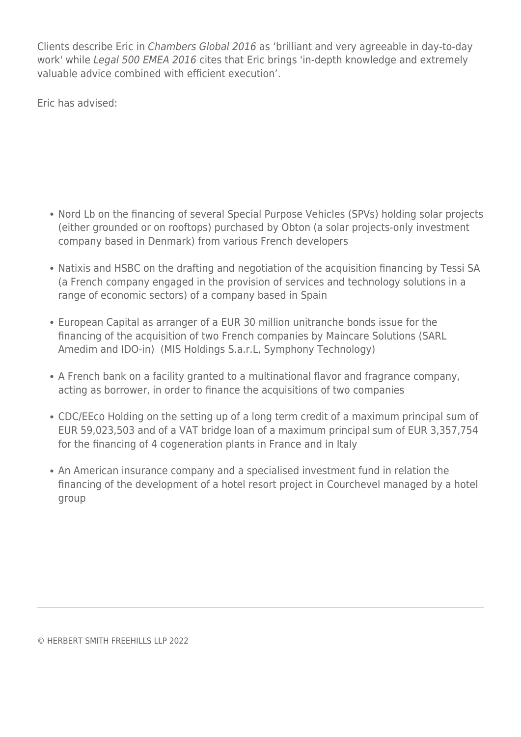Clients describe Eric in *Chambers Global 2016* as 'brilliant and very agreeable in day-to-day work' while *Legal 500 EMEA 2016* cites that Eric brings 'in-depth knowledge and extremely valuable advice combined with efficient execution'.

Eric has advised:

- Nord Lb on the financing of several Special Purpose Vehicles (SPVs) holding solar projects (either grounded or on rooftops) purchased by Obton (a solar projects-only investment company based in Denmark) from various French developers
- Natixis and HSBC on the drafting and negotiation of the acquisition financing by Tessi SA (a French company engaged in the provision of services and technology solutions in a range of economic sectors) of a company based in Spain
- European Capital as arranger of a EUR 30 million unitranche bonds issue for the financing of the acquisition of two French companies by Maincare Solutions (SARL Amedim and IDO-in) (MIS Holdings S.a.r.L, Symphony Technology)
- A French bank on a facility granted to a multinational flavor and fragrance company, acting as borrower, in order to finance the acquisitions of two companies
- CDC/EEco Holding on the setting up of a long term credit of a maximum principal sum of EUR 59,023,503 and of a VAT bridge loan of a maximum principal sum of EUR 3,357,754 for the financing of 4 cogeneration plants in France and in Italy
- An American insurance company and a specialised investment fund in relation the financing of the development of a hotel resort project in Courchevel managed by a hotel group

© HERBERT SMITH FREEHILLS LLP 2022